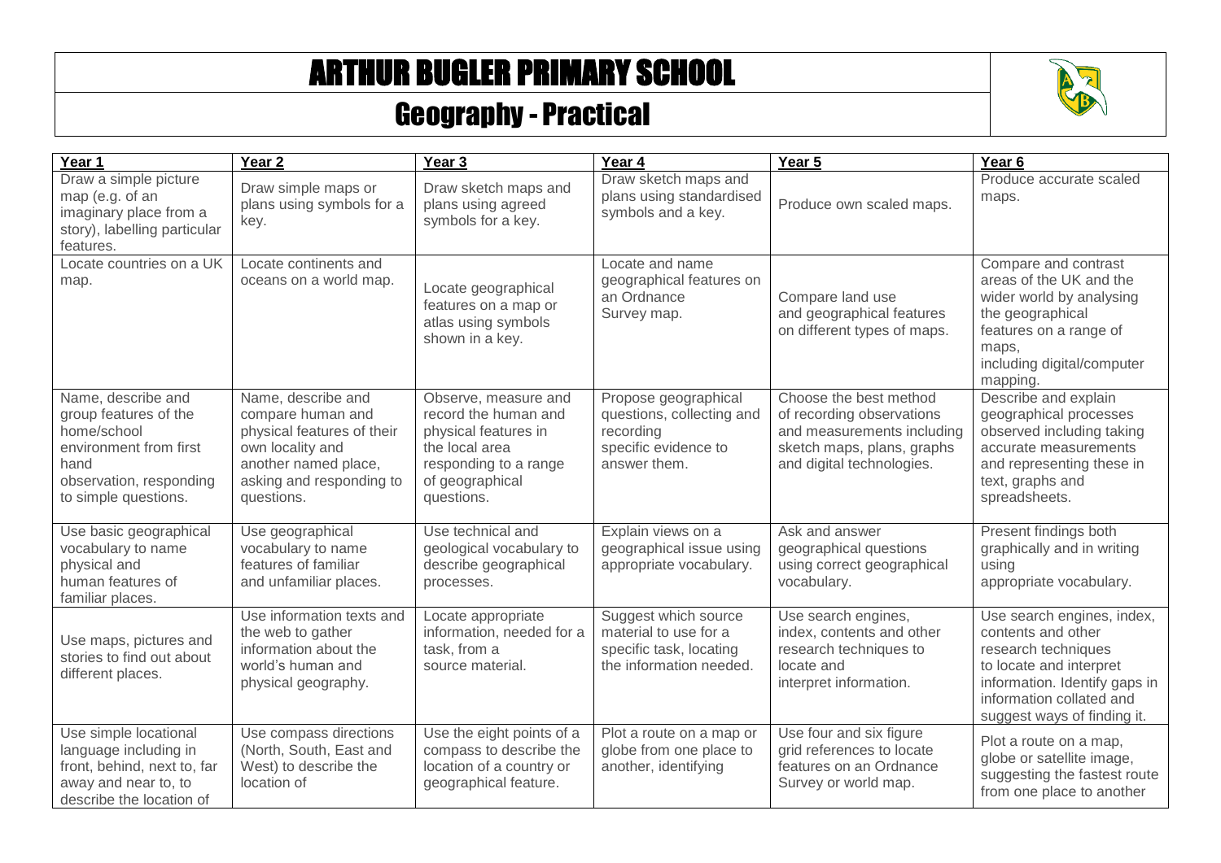# ARTHUR BUGLER PRIMARY SCHOOL

## Geography - Practical

| Year 1 | Year 2 | Year 3 | Year 4 | Year 5 | Year 6 |
|---|---|---|---|---|---|
| Draw a simple picture map (e.g. of an imaginary place from a story), labelling particular features. | Draw simple maps or plans using symbols for a key. | Draw sketch maps and plans using agreed symbols for a key. | Draw sketch maps and plans using standardised symbols and a key. | Produce own scaled maps. | Produce accurate scaled maps. |
| Locate countries on a UK map. | Locate continents and oceans on a world map. | Locate geographical features on a map or atlas using symbols shown in a key. | Locate and name geographical features on an Ordnance Survey map. | Compare land use and geographical features on different types of maps. | Compare and contrast areas of the UK and the wider world by analysing the geographical features on a range of maps, including digital/computer mapping. |
| Name, describe and group features of the home/school environment from first hand observation, responding to simple questions. | Name, describe and compare human and physical features of their own locality and another named place, asking and responding to questions. | Observe, measure and record the human and physical features in the local area responding to a range of geographical questions. | Propose geographical questions, collecting and recording specific evidence to answer them. | Choose the best method of recording observations and measurements including sketch maps, plans, graphs and digital technologies. | Describe and explain geographical processes observed including taking accurate measurements and representing these in text, graphs and spreadsheets. |
| Use basic geographical vocabulary to name physical and human features of familiar places. | Use geographical vocabulary to name features of familiar and unfamiliar places. | Use technical and geological vocabulary to describe geographical processes. | Explain views on a geographical issue using appropriate vocabulary. | Ask and answer geographical questions using correct geographical vocabulary. | Present findings both graphically and in writing using appropriate vocabulary. |
| Use maps, pictures and stories to find out about different places. | Use information texts and the web to gather information about the world's human and physical geography. | Locate appropriate information, needed for a task, from a source material. | Suggest which source material to use for a specific task, locating the information needed. | Use search engines, index, contents and other research techniques to locate and interpret information. | Use search engines, index, contents and other research techniques to locate and interpret information. Identify gaps in information collated and suggest ways of finding it. |
| Use simple locational language including in front, behind, next to, far away and near to, to describe the location of | Use compass directions (North, South, East and West) to describe the location of | Use the eight points of a compass to describe the location of a country or geographical feature. | Plot a route on a map or globe from one place to another, identifying | Use four and six figure grid references to locate features on an Ordnance Survey or world map. | Plot a route on a map, globe or satellite image, suggesting the fastest route from one place to another |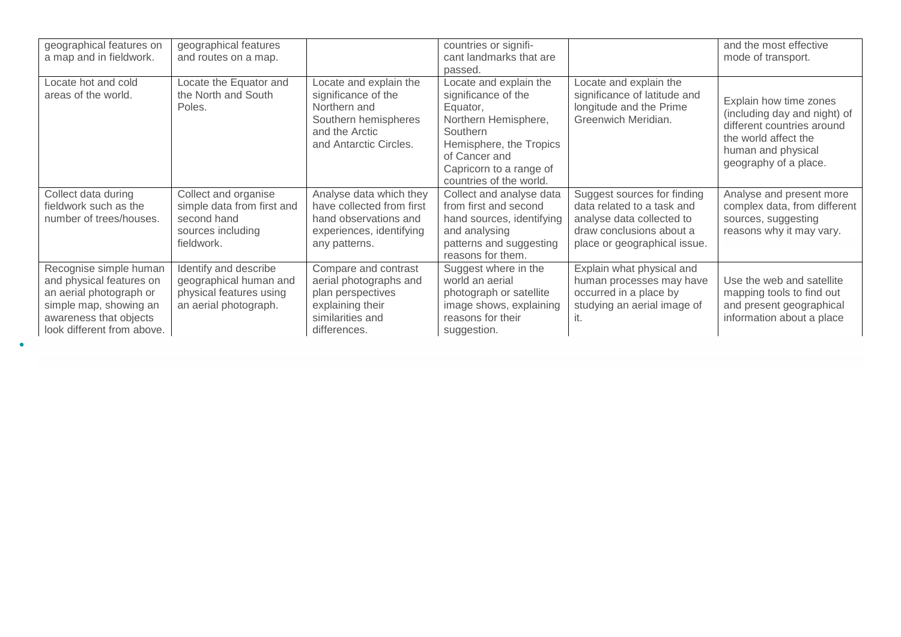| | | | | | |
|---|---|---|---|---|---|
| geographical features on a map and in fieldwork. | geographical features and routes on a map. | | countries or significant landmarks that are passed. | | and the most effective mode of transport. |
| Locate hot and cold areas of the world. | Locate the Equator and the North and South Poles. | Locate and explain the significance of the Northern and Southern hemispheres and the Arctic and Antarctic Circles. | Locate and explain the significance of the Equator, Northern Hemisphere, Southern Hemisphere, the Tropics of Cancer and Capricorn to a range of countries of the world. | Locate and explain the significance of latitude and longitude and the Prime Greenwich Meridian. | Explain how time zones (including day and night) of different countries around the world affect the human and physical geography of a place. |
| Collect data during fieldwork such as the number of trees/houses. | Collect and organise simple data from first and second hand sources including fieldwork. | Analyse data which they have collected from first hand observations and experiences, identifying any patterns. | Collect and analyse data from first and second hand sources, identifying and analysing patterns and suggesting reasons for them. | Suggest sources for finding data related to a task and analyse data collected to draw conclusions about a place or geographical issue. | Analyse and present more complex data, from different sources, suggesting reasons why it may vary. |
| Recognise simple human and physical features on an aerial photograph or simple map, showing an awareness that objects look different from above. | Identify and describe geographical human and physical features using an aerial photograph. | Compare and contrast aerial photographs and plan perspectives explaining their similarities and differences. | Suggest where in the world an aerial photograph or satellite image shows, explaining reasons for their suggestion. | Explain what physical and human processes may have occurred in a place by studying an aerial image of it. | Use the web and satellite mapping tools to find out and present geographical information about a place |